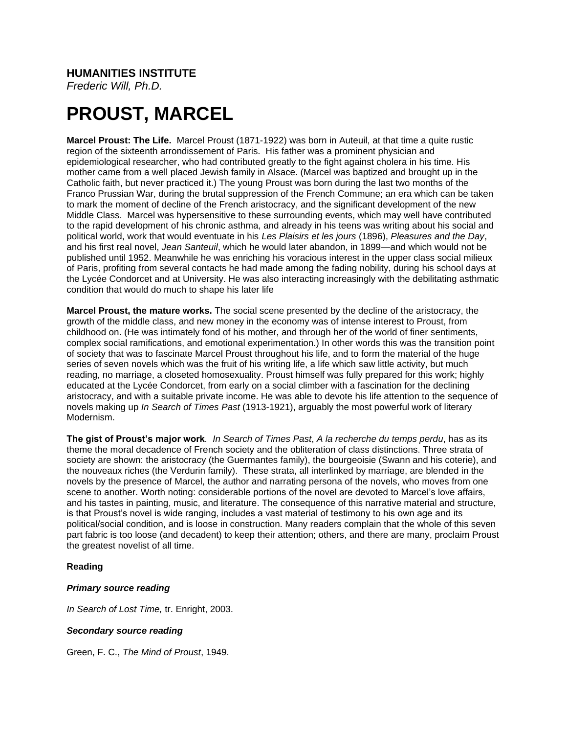**HUMANITIES INSTITUTE**
*Frederic Will, Ph.D.*

# PROUST, MARCEL

**Marcel Proust: The Life.** Marcel Proust (1871-1922) was born in Auteuil, at that time a quite rustic region of the sixteenth arrondissement of Paris. His father was a prominent physician and epidemiological researcher, who had contributed greatly to the fight against cholera in his time. His mother came from a well placed Jewish family in Alsace. (Marcel was baptized and brought up in the Catholic faith, but never practiced it.) The young Proust was born during the last two months of the Franco Prussian War, during the brutal suppression of the French Commune; an era which can be taken to mark the moment of decline of the French aristocracy, and the significant development of the new Middle Class. Marcel was hypersensitive to these surrounding events, which may well have contributed to the rapid development of his chronic asthma, and already in his teens was writing about his social and political world, work that would eventuate in his *Les Plaisirs et les jours* (1896), *Pleasures and the Day*, and his first real novel, *Jean Santeuil*, which he would later abandon, in 1899—and which would not be published until 1952. Meanwhile he was enriching his voracious interest in the upper class social milieux of Paris, profiting from several contacts he had made among the fading nobility, during his school days at the Lycée Condorcet and at University. He was also interacting increasingly with the debilitating asthmatic condition that would do much to shape his later life

**Marcel Proust, the mature works.** The social scene presented by the decline of the aristocracy, the growth of the middle class, and new money in the economy was of intense interest to Proust, from childhood on. (He was intimately fond of his mother, and through her of the world of finer sentiments, complex social ramifications, and emotional experimentation.) In other words this was the transition point of society that was to fascinate Marcel Proust throughout his life, and to form the material of the huge series of seven novels which was the fruit of his writing life, a life which saw little activity, but much reading, no marriage, a closeted homosexuality. Proust himself was fully prepared for this work; highly educated at the Lycée Condorcet, from early on a social climber with a fascination for the declining aristocracy, and with a suitable private income. He was able to devote his life attention to the sequence of novels making up *In Search of Times Past* (1913-1921), arguably the most powerful work of literary Modernism.

**The gist of Proust's major work***.* *In Search of Times Past*, *A la recherche du temps perdu*, has as its theme the moral decadence of French society and the obliteration of class distinctions. Three strata of society are shown: the aristocracy (the Guermantes family), the bourgeoisie (Swann and his coterie), and the nouveaux riches (the Verdurin family). These strata, all interlinked by marriage, are blended in the novels by the presence of Marcel, the author and narrating persona of the novels, who moves from one scene to another. Worth noting: considerable portions of the novel are devoted to Marcel's love affairs, and his tastes in painting, music, and literature. The consequence of this narrative material and structure, is that Proust's novel is wide ranging, includes a vast material of testimony to his own age and its political/social condition, and is loose in construction. Many readers complain that the whole of this seven part fabric is too loose (and decadent) to keep their attention; others, and there are many, proclaim Proust the greatest novelist of all time.

**Reading**

***Primary source reading***

*In Search of Lost Time,* tr. Enright, 2003.

***Secondary source reading***

Green, F. C., *The Mind of Proust*, 1949.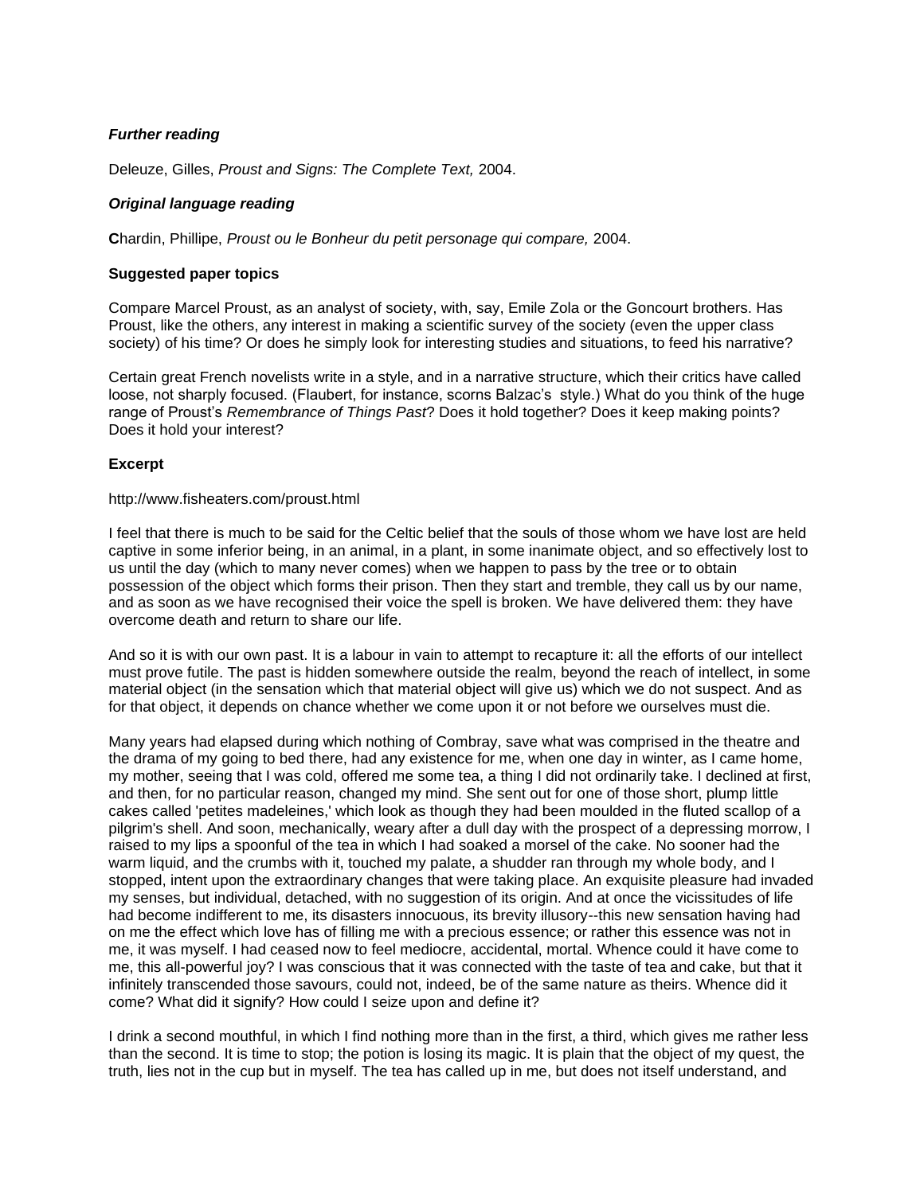***Further reading***

Deleuze, Gilles, *Proust and Signs: The Complete Text,* 2004.

***Original language reading***

**C**hardin, Phillipe, *Proust ou le Bonheur du petit personage qui compare,* 2004.

**Suggested paper topics**

Compare Marcel Proust, as an analyst of society, with, say, Emile Zola or the Goncourt brothers. Has Proust, like the others, any interest in making a scientific survey of the society (even the upper class society) of his time? Or does he simply look for interesting studies and situations, to feed his narrative?

Certain great French novelists write in a style, and in a narrative structure, which their critics have called loose, not sharply focused. (Flaubert, for instance, scorns Balzac's style.) What do you think of the huge range of Proust's *Remembrance of Things Past*? Does it hold together? Does it keep making points? Does it hold your interest?

**Excerpt**

http://www.fisheaters.com/proust.html

I feel that there is much to be said for the Celtic belief that the souls of those whom we have lost are held captive in some inferior being, in an animal, in a plant, in some inanimate object, and so effectively lost to us until the day (which to many never comes) when we happen to pass by the tree or to obtain possession of the object which forms their prison. Then they start and tremble, they call us by our name, and as soon as we have recognised their voice the spell is broken. We have delivered them: they have overcome death and return to share our life.

And so it is with our own past. It is a labour in vain to attempt to recapture it: all the efforts of our intellect must prove futile. The past is hidden somewhere outside the realm, beyond the reach of intellect, in some material object (in the sensation which that material object will give us) which we do not suspect. And as for that object, it depends on chance whether we come upon it or not before we ourselves must die.

Many years had elapsed during which nothing of Combray, save what was comprised in the theatre and the drama of my going to bed there, had any existence for me, when one day in winter, as I came home, my mother, seeing that I was cold, offered me some tea, a thing I did not ordinarily take. I declined at first, and then, for no particular reason, changed my mind. She sent out for one of those short, plump little cakes called 'petites madeleines,' which look as though they had been moulded in the fluted scallop of a pilgrim's shell. And soon, mechanically, weary after a dull day with the prospect of a depressing morrow, I raised to my lips a spoonful of the tea in which I had soaked a morsel of the cake. No sooner had the warm liquid, and the crumbs with it, touched my palate, a shudder ran through my whole body, and I stopped, intent upon the extraordinary changes that were taking place. An exquisite pleasure had invaded my senses, but individual, detached, with no suggestion of its origin. And at once the vicissitudes of life had become indifferent to me, its disasters innocuous, its brevity illusory--this new sensation having had on me the effect which love has of filling me with a precious essence; or rather this essence was not in me, it was myself. I had ceased now to feel mediocre, accidental, mortal. Whence could it have come to me, this all-powerful joy? I was conscious that it was connected with the taste of tea and cake, but that it infinitely transcended those savours, could not, indeed, be of the same nature as theirs. Whence did it come? What did it signify? How could I seize upon and define it?

I drink a second mouthful, in which I find nothing more than in the first, a third, which gives me rather less than the second. It is time to stop; the potion is losing its magic. It is plain that the object of my quest, the truth, lies not in the cup but in myself. The tea has called up in me, but does not itself understand, and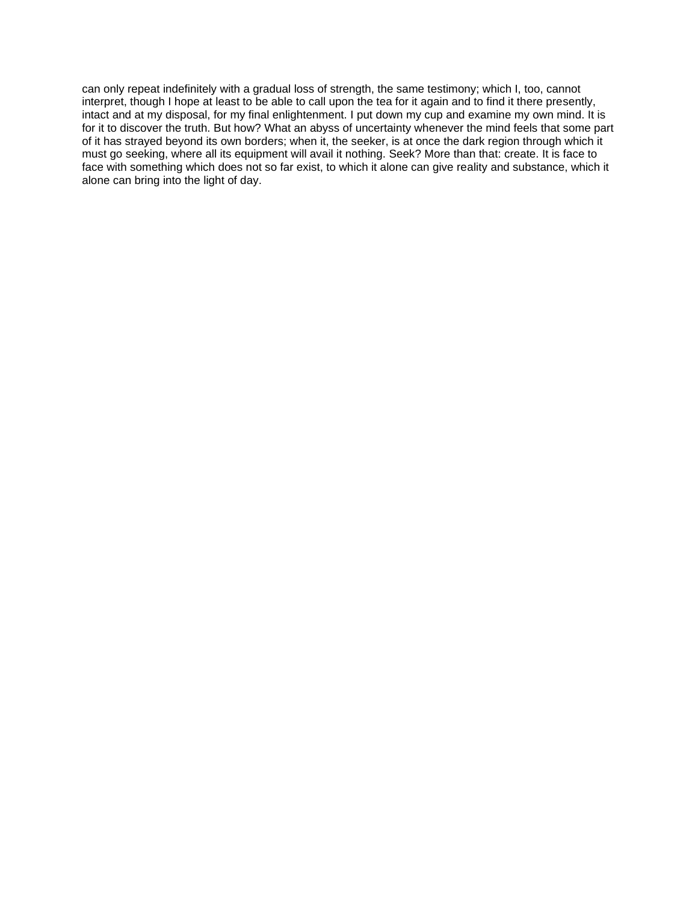can only repeat indefinitely with a gradual loss of strength, the same testimony; which I, too, cannot interpret, though I hope at least to be able to call upon the tea for it again and to find it there presently, intact and at my disposal, for my final enlightenment. I put down my cup and examine my own mind. It is for it to discover the truth. But how? What an abyss of uncertainty whenever the mind feels that some part of it has strayed beyond its own borders; when it, the seeker, is at once the dark region through which it must go seeking, where all its equipment will avail it nothing. Seek? More than that: create. It is face to face with something which does not so far exist, to which it alone can give reality and substance, which it alone can bring into the light of day.